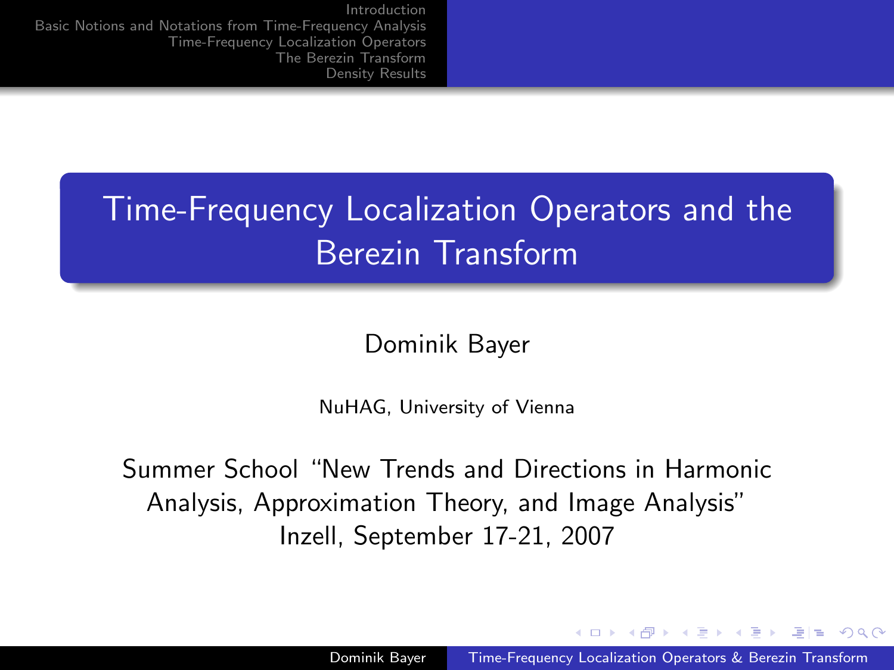# Time-Frequency Localization Operators and the Berezin Transform

Dominik Bayer

NuHAG, University of Vienna

Summer School "New Trends and Directions in Harmonic Analysis, Approximation Theory, and Image Analysis"
Inzell, September 17-21, 2007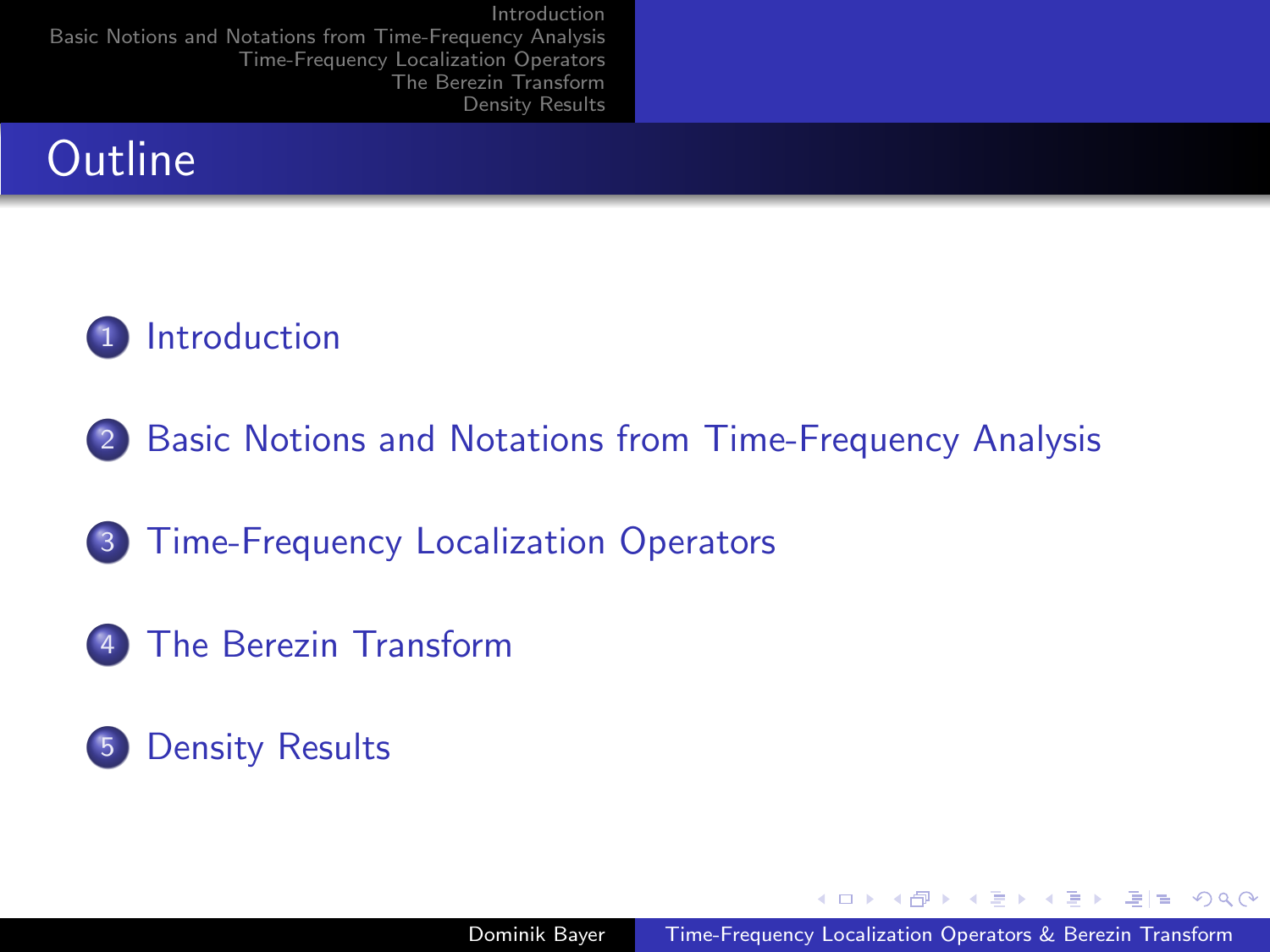## Outline

1. Introduction
2. Basic Notions and Notations from Time-Frequency Analysis
3. Time-Frequency Localization Operators
4. The Berezin Transform
5. Density Results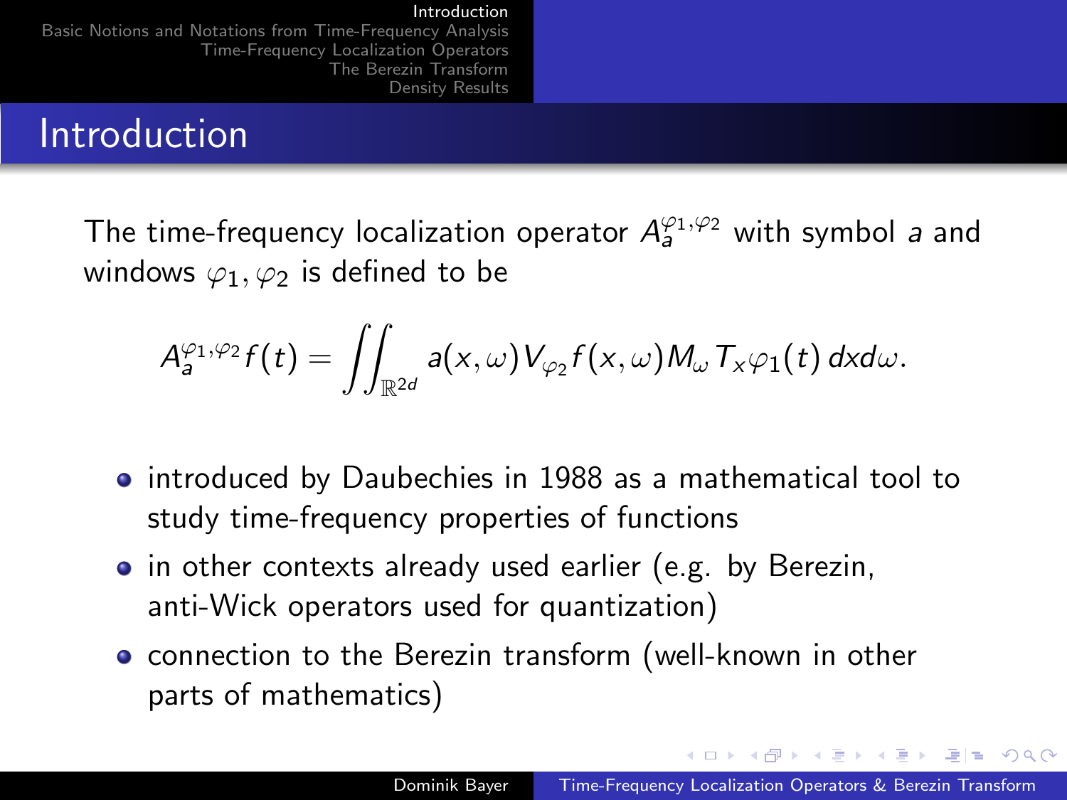# Introduction

The time-frequency localization operator $A_a^{\varphi_1,\varphi_2}$ with symbol $a$ and windows $\varphi_1, \varphi_2$ is defined to be

$$A_a^{\varphi_1,\varphi_2} f(t) = \iint_{\mathbb{R}^{2d}} a(x,\omega) V_{\varphi_2} f(x,\omega) M_\omega T_x \varphi_1(t)\, dx d\omega.$$

- introduced by Daubechies in 1988 as a mathematical tool to study time-frequency properties of functions
- in other contexts already used earlier (e.g. by Berezin, anti-Wick operators used for quantization)
- connection to the Berezin transform (well-known in other parts of mathematics)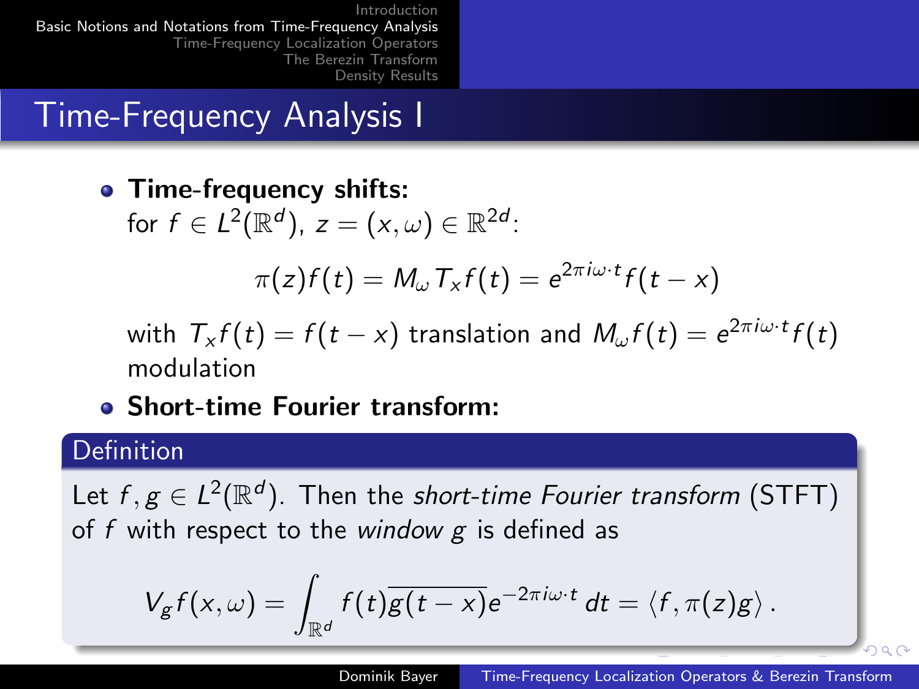## Time-Frequency Analysis I

- **Time-frequency shifts:** for $f \in L^2(\mathbb{R}^d)$, $z = (x, \omega) \in \mathbb{R}^{2d}$:

$$\pi(z)f(t) = M_\omega T_x f(t) = e^{2\pi i \omega \cdot t} f(t - x)$$

with $T_x f(t) = f(t - x)$ translation and $M_\omega f(t) = e^{2\pi i \omega \cdot t} f(t)$ modulation

- **Short-time Fourier transform:**

**Definition**

Let $f, g \in L^2(\mathbb{R}^d)$. Then the *short-time Fourier transform* (STFT) of $f$ with respect to the *window* $g$ is defined as

$$V_g f(x, \omega) = \int_{\mathbb{R}^d} f(t)\overline{g(t - x)} e^{-2\pi i \omega \cdot t} \, dt = \langle f, \pi(z) g \rangle \, .$$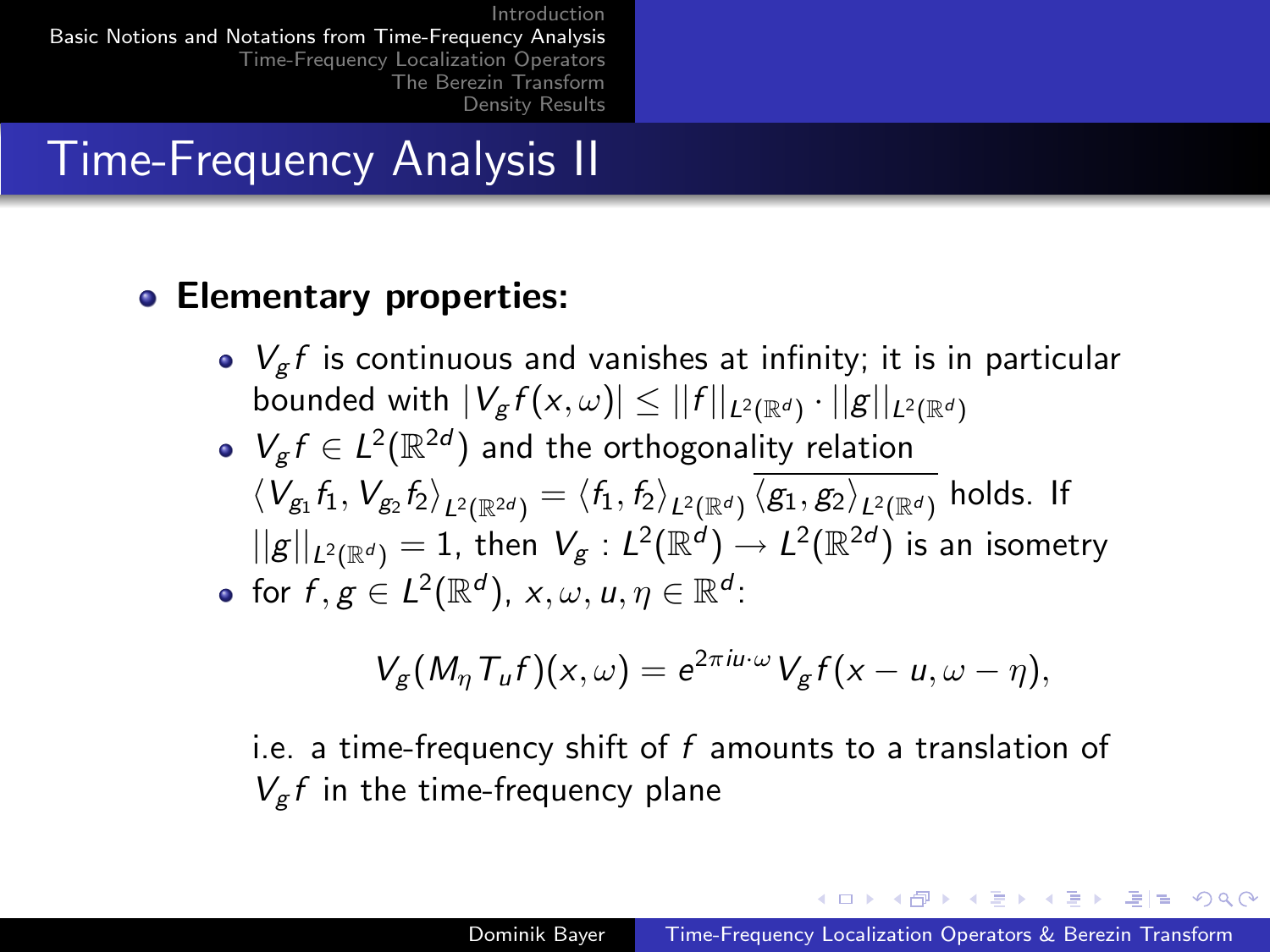# Time-Frequency Analysis II

- **Elementary properties:**
  - $V_g f$ is continuous and vanishes at infinity; it is in particular bounded with $|V_g f(x,\omega)| \leq ||f||_{L^2(\mathbb{R}^d)} \cdot ||g||_{L^2(\mathbb{R}^d)}$
  - $V_g f \in L^2(\mathbb{R}^{2d})$ and the orthogonality relation $\langle V_{g_1} f_1, V_{g_2} f_2 \rangle_{L^2(\mathbb{R}^{2d})} = \langle f_1, f_2 \rangle_{L^2(\mathbb{R}^d)} \overline{\langle g_1, g_2 \rangle_{L^2(\mathbb{R}^d)}}$ holds. If $||g||_{L^2(\mathbb{R}^d)} = 1$, then $V_g : L^2(\mathbb{R}^d) \to L^2(\mathbb{R}^{2d})$ is an isometry
  - for $f, g \in L^2(\mathbb{R}^d)$, $x, \omega, u, \eta \in \mathbb{R}^d$:

    $$V_g(M_\eta T_u f)(x,\omega) = e^{2\pi i u \cdot \omega} V_g f(x-u, \omega-\eta),$$

    i.e. a time-frequency shift of $f$ amounts to a translation of $V_g f$ in the time-frequency plane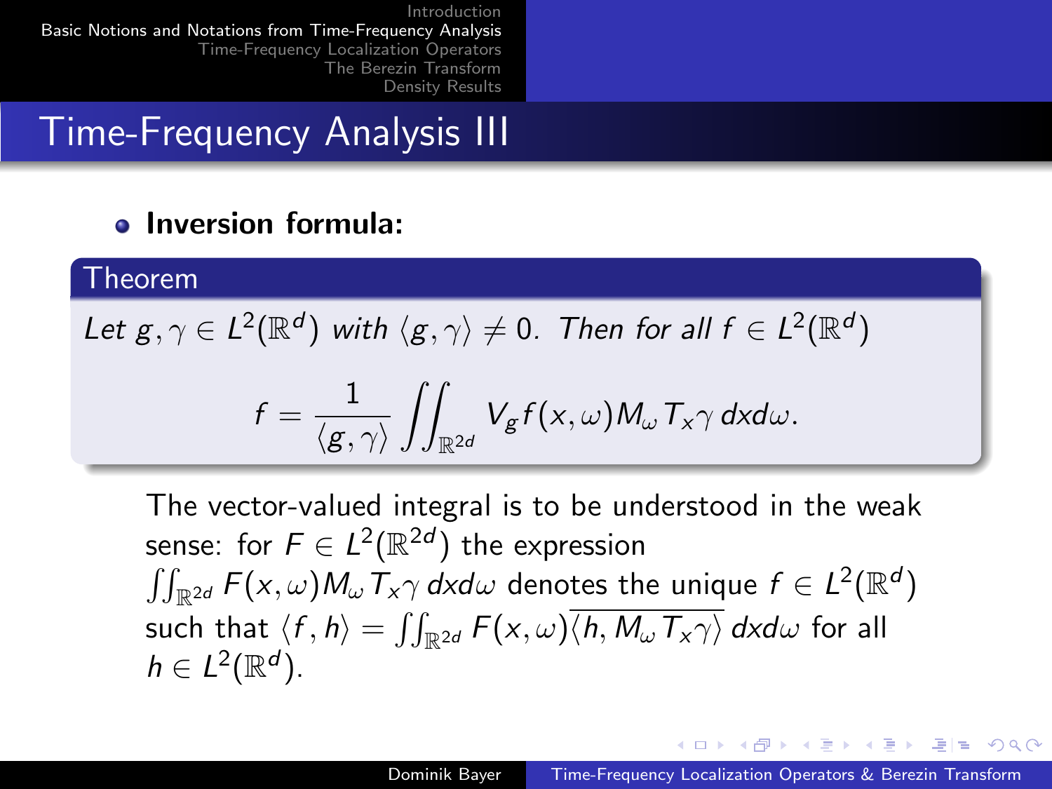# Time-Frequency Analysis III

- **Inversion formula:**

**Theorem**

*Let $g, \gamma \in L^2(\mathbb{R}^d)$ with $\langle g, \gamma \rangle \neq 0$. Then for all $f \in L^2(\mathbb{R}^d)$*

$$f = \frac{1}{\langle g, \gamma \rangle} \iint_{\mathbb{R}^{2d}} V_g f(x, \omega) M_\omega T_x \gamma \, dx d\omega.$$

The vector-valued integral is to be understood in the weak sense: for $F \in L^2(\mathbb{R}^{2d})$ the expression $\iint_{\mathbb{R}^{2d}} F(x, \omega) M_\omega T_x \gamma \, dx d\omega$ denotes the unique $f \in L^2(\mathbb{R}^d)$ such that $\langle f, h \rangle = \iint_{\mathbb{R}^{2d}} F(x, \omega) \overline{\langle h, M_\omega T_x \gamma \rangle} \, dx d\omega$ for all $h \in L^2(\mathbb{R}^d)$.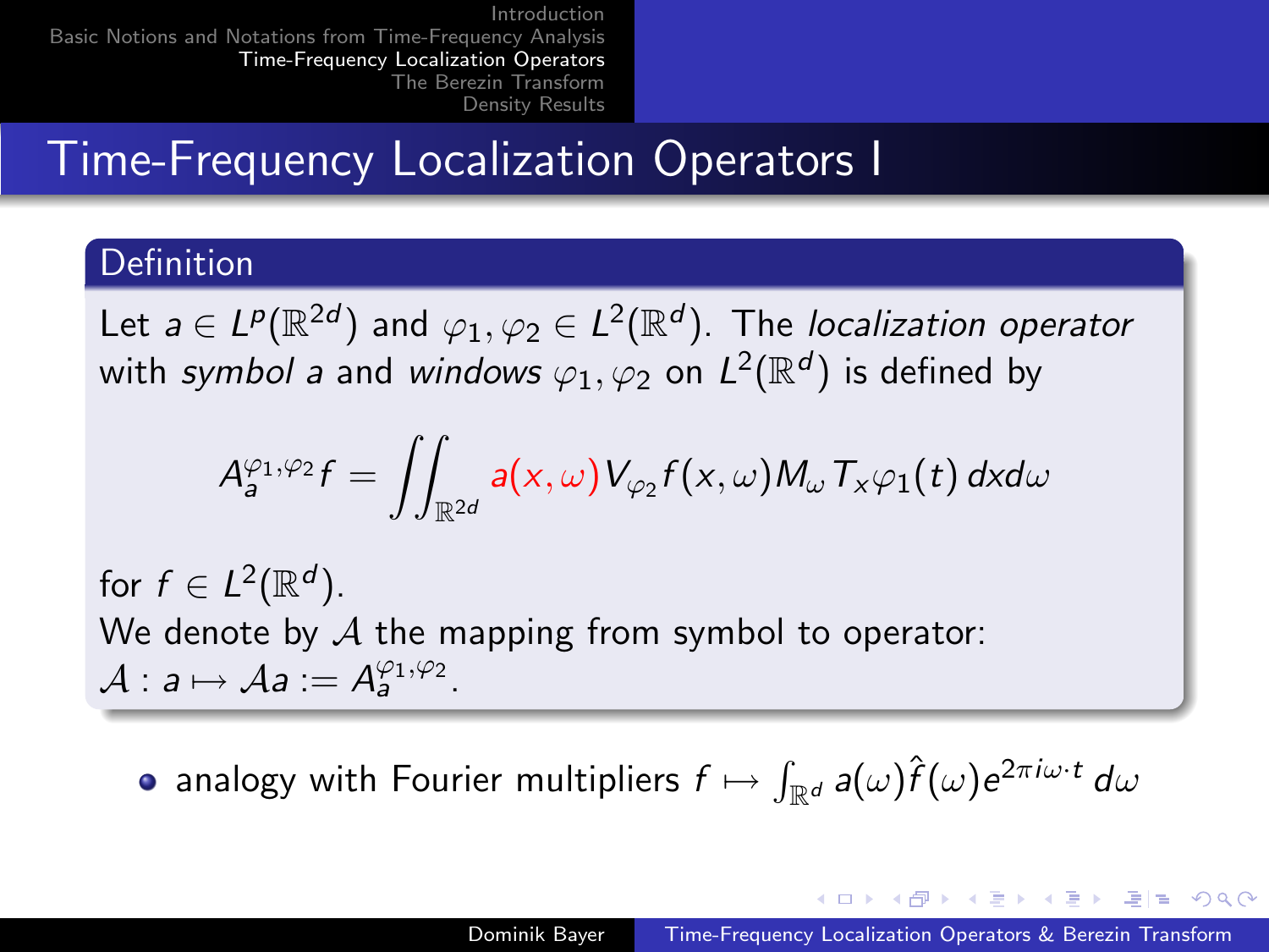# Time-Frequency Localization Operators I

**Definition**

Let $a \in L^p(\mathbb{R}^{2d})$ and $\varphi_1, \varphi_2 \in L^2(\mathbb{R}^d)$. The *localization operator* with *symbol* $a$ and *windows* $\varphi_1, \varphi_2$ on $L^2(\mathbb{R}^d)$ is defined by

$$A_a^{\varphi_1,\varphi_2} f = \iint_{\mathbb{R}^{2d}} a(x,\omega) V_{\varphi_2} f(x,\omega) M_\omega T_x \varphi_1(t)\, dx d\omega$$

for $f \in L^2(\mathbb{R}^d)$.

We denote by $\mathcal{A}$ the mapping from symbol to operator: $\mathcal{A} : a \mapsto \mathcal{A}a := A_a^{\varphi_1,\varphi_2}$.

- analogy with Fourier multipliers $f \mapsto \int_{\mathbb{R}^d} a(\omega) \hat{f}(\omega) e^{2\pi i \omega \cdot t}\, d\omega$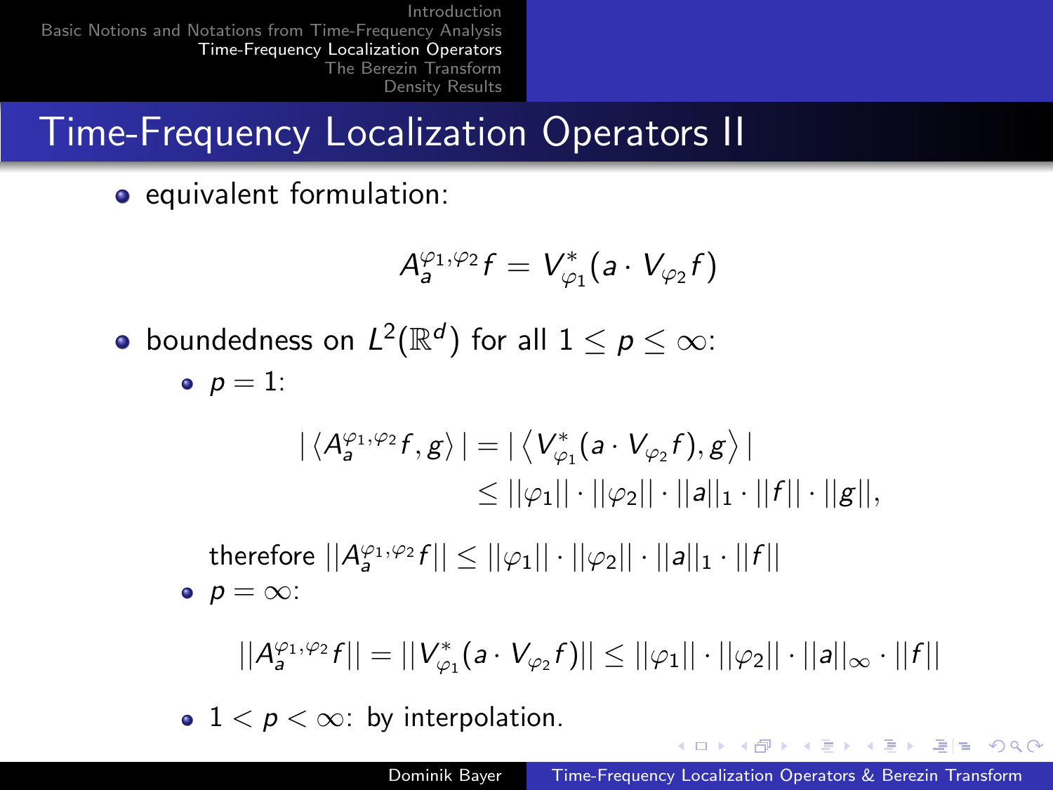# Time-Frequency Localization Operators II

- equivalent formulation:

$$A_a^{\varphi_1,\varphi_2} f = V_{\varphi_1}^*(a \cdot V_{\varphi_2} f)$$

- boundedness on $L^2(\mathbb{R}^d)$ for all $1 \leq p \leq \infty$:
  - $p = 1$:

$$\begin{aligned} |\langle A_a^{\varphi_1,\varphi_2} f, g\rangle| &= |\left\langle V_{\varphi_1}^*(a \cdot V_{\varphi_2} f), g \right\rangle| \\ &\leq ||\varphi_1|| \cdot ||\varphi_2|| \cdot ||a||_1 \cdot ||f|| \cdot ||g||, \end{aligned}$$

    therefore $||A_a^{\varphi_1,\varphi_2} f|| \leq ||\varphi_1|| \cdot ||\varphi_2|| \cdot ||a||_1 \cdot ||f||$
  - $p = \infty$:

$$||A_a^{\varphi_1,\varphi_2} f|| = ||V_{\varphi_1}^*(a \cdot V_{\varphi_2} f)|| \leq ||\varphi_1|| \cdot ||\varphi_2|| \cdot ||a||_\infty \cdot ||f||$$

  - $1 < p < \infty$: by interpolation.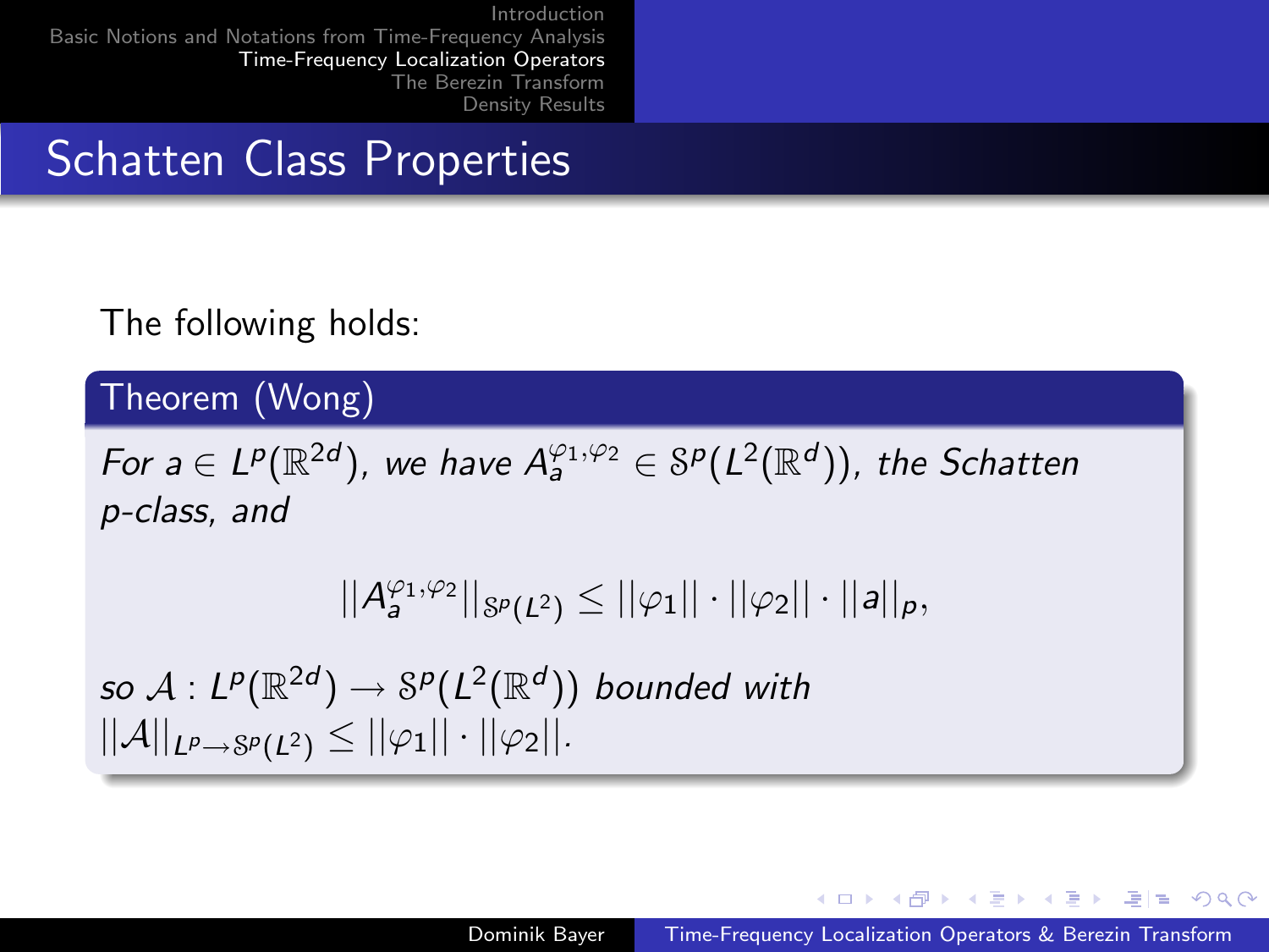# Schatten Class Properties

The following holds:

**Theorem (Wong)**

*For $a \in L^p(\mathbb{R}^{2d})$, we have $A_a^{\varphi_1,\varphi_2} \in \mathcal{S}^p(L^2(\mathbb{R}^d))$, the Schatten p-class, and*

$$||A_a^{\varphi_1,\varphi_2}||_{\mathcal{S}^p(L^2)} \leq ||\varphi_1|| \cdot ||\varphi_2|| \cdot ||a||_p,$$

*so $\mathcal{A} : L^p(\mathbb{R}^{2d}) \to \mathcal{S}^p(L^2(\mathbb{R}^d))$ bounded with $||\mathcal{A}||_{L^p \to \mathcal{S}^p(L^2)} \leq ||\varphi_1|| \cdot ||\varphi_2||$.*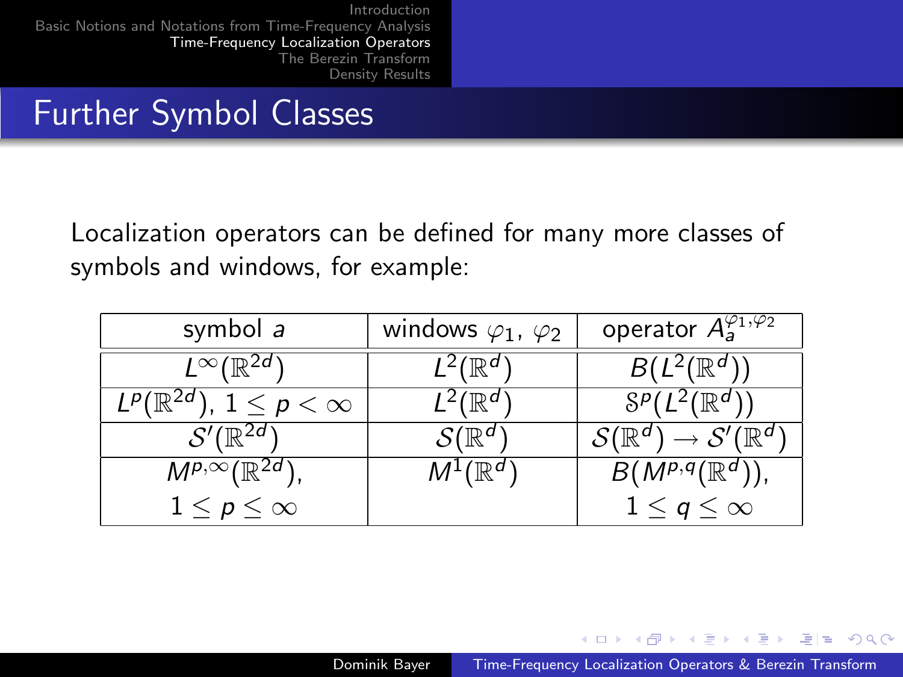# Further Symbol Classes

Localization operators can be defined for many more classes of symbols and windows, for example:

| symbol $a$ | windows $\varphi_1$, $\varphi_2$ | operator $A_a^{\varphi_1,\varphi_2}$ |
|---|---|---|
| $L^\infty(\mathbb{R}^{2d})$ | $L^2(\mathbb{R}^d)$ | $B(L^2(\mathbb{R}^d))$ |
| $L^p(\mathbb{R}^{2d})$, $1 \leq p < \infty$ | $L^2(\mathbb{R}^d)$ | $\mathcal{S}^p(L^2(\mathbb{R}^d))$ |
| $\mathcal{S}'(\mathbb{R}^{2d})$ | $\mathcal{S}(\mathbb{R}^d)$ | $\mathcal{S}(\mathbb{R}^d) \to \mathcal{S}'(\mathbb{R}^d)$ |
| $M^{p,\infty}(\mathbb{R}^{2d})$, $1 \leq p \leq \infty$ | $M^1(\mathbb{R}^d)$ | $B(M^{p,q}(\mathbb{R}^d))$, $1 \leq q \leq \infty$ |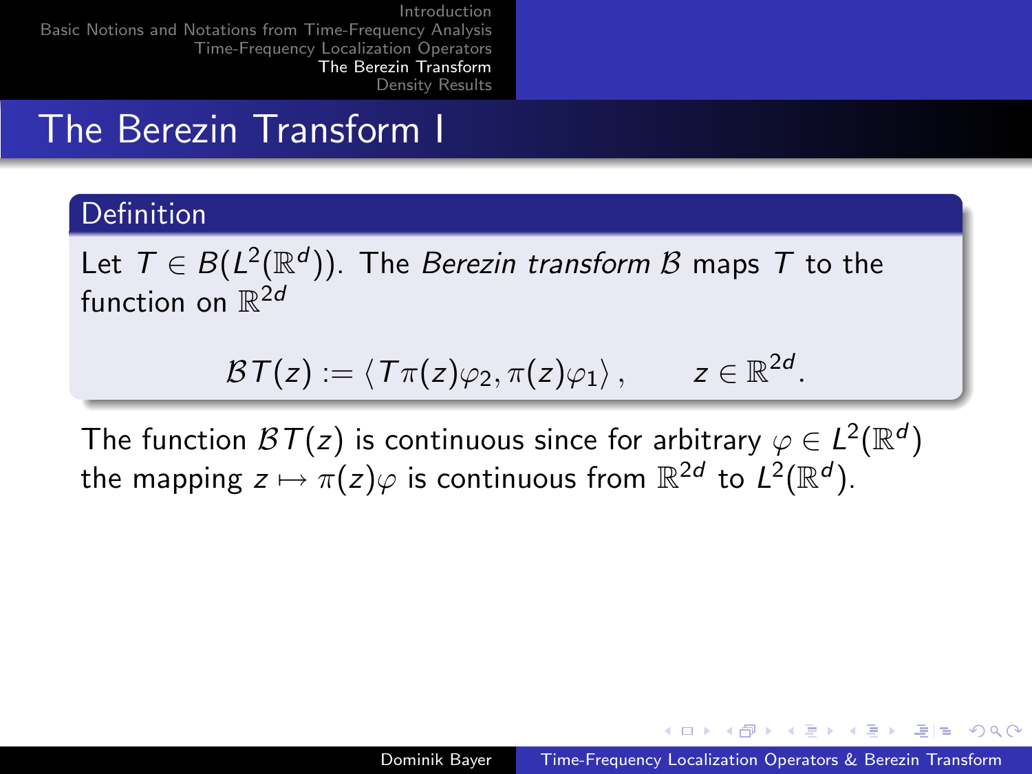# The Berezin Transform I

**Definition**

Let $T \in B(L^2(\mathbb{R}^d))$. The *Berezin transform* $\mathcal{B}$ maps $T$ to the function on $\mathbb{R}^{2d}$

$$\mathcal{B}T(z) := \langle T\pi(z)\varphi_2, \pi(z)\varphi_1 \rangle, \qquad z \in \mathbb{R}^{2d}.$$

The function $\mathcal{B}T(z)$ is continuous since for arbitrary $\varphi \in L^2(\mathbb{R}^d)$ the mapping $z \mapsto \pi(z)\varphi$ is continuous from $\mathbb{R}^{2d}$ to $L^2(\mathbb{R}^d)$.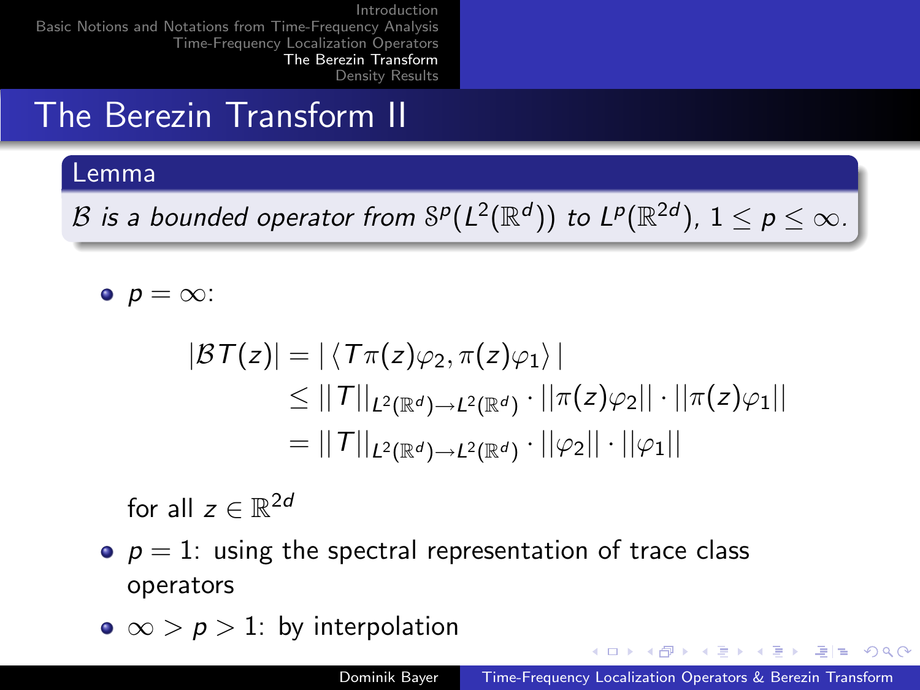## The Berezin Transform II

**Lemma**

*$\mathcal{B}$ is a bounded operator from $\mathcal{S}^p(L^2(\mathbb{R}^d))$ to $L^p(\mathbb{R}^{2d})$, $1 \leq p \leq \infty$.*

- $p = \infty$:

$$
\begin{aligned}
|\mathcal{B}T(z)| &= |\langle T\pi(z)\varphi_2, \pi(z)\varphi_1\rangle| \\
&\leq ||T||_{L^2(\mathbb{R}^d)\to L^2(\mathbb{R}^d)} \cdot ||\pi(z)\varphi_2|| \cdot ||\pi(z)\varphi_1|| \\
&= ||T||_{L^2(\mathbb{R}^d)\to L^2(\mathbb{R}^d)} \cdot ||\varphi_2|| \cdot ||\varphi_1||
\end{aligned}
$$

  for all $z \in \mathbb{R}^{2d}$

- $p = 1$: using the spectral representation of trace class operators
- $\infty > p > 1$: by interpolation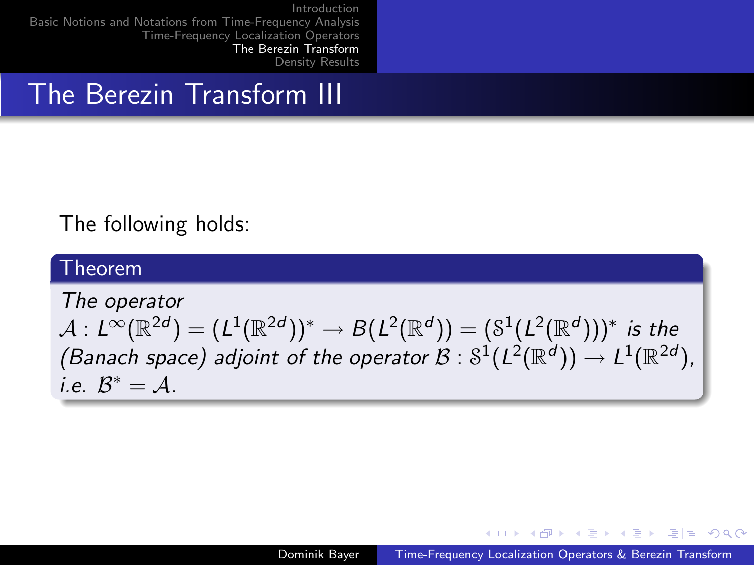# The Berezin Transform III

The following holds:

**Theorem**

*The operator*
$\mathcal{A} : L^\infty(\mathbb{R}^{2d}) = (L^1(\mathbb{R}^{2d}))^* \to B(L^2(\mathbb{R}^d)) = (\mathcal{S}^1(L^2(\mathbb{R}^d)))^*$ *is the (Banach space) adjoint of the operator* $\mathcal{B} : \mathcal{S}^1(L^2(\mathbb{R}^d)) \to L^1(\mathbb{R}^{2d})$*, i.e.* $\mathcal{B}^* = \mathcal{A}$.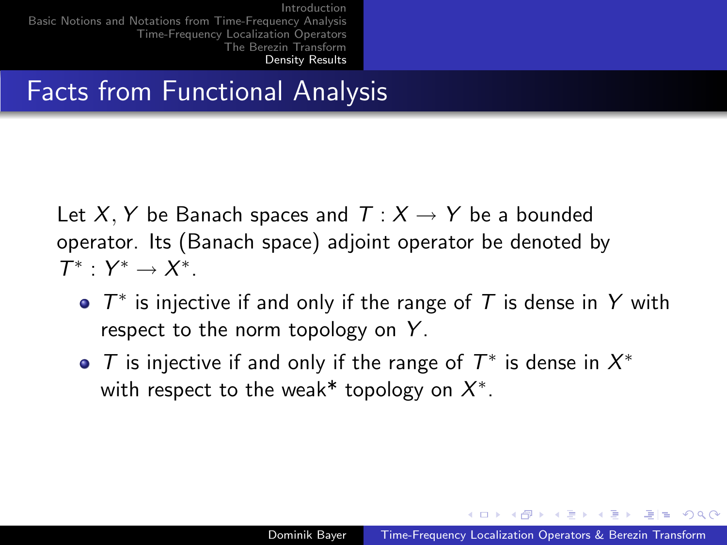# Facts from Functional Analysis

Let $X, Y$ be Banach spaces and $T : X \to Y$ be a bounded operator. Its (Banach space) adjoint operator be denoted by $T^* : Y^* \to X^*$.

- $T^*$ is injective if and only if the range of $T$ is dense in $Y$ with respect to the norm topology on $Y$.
- $T$ is injective if and only if the range of $T^*$ is dense in $X^*$ with respect to the weak* topology on $X^*$.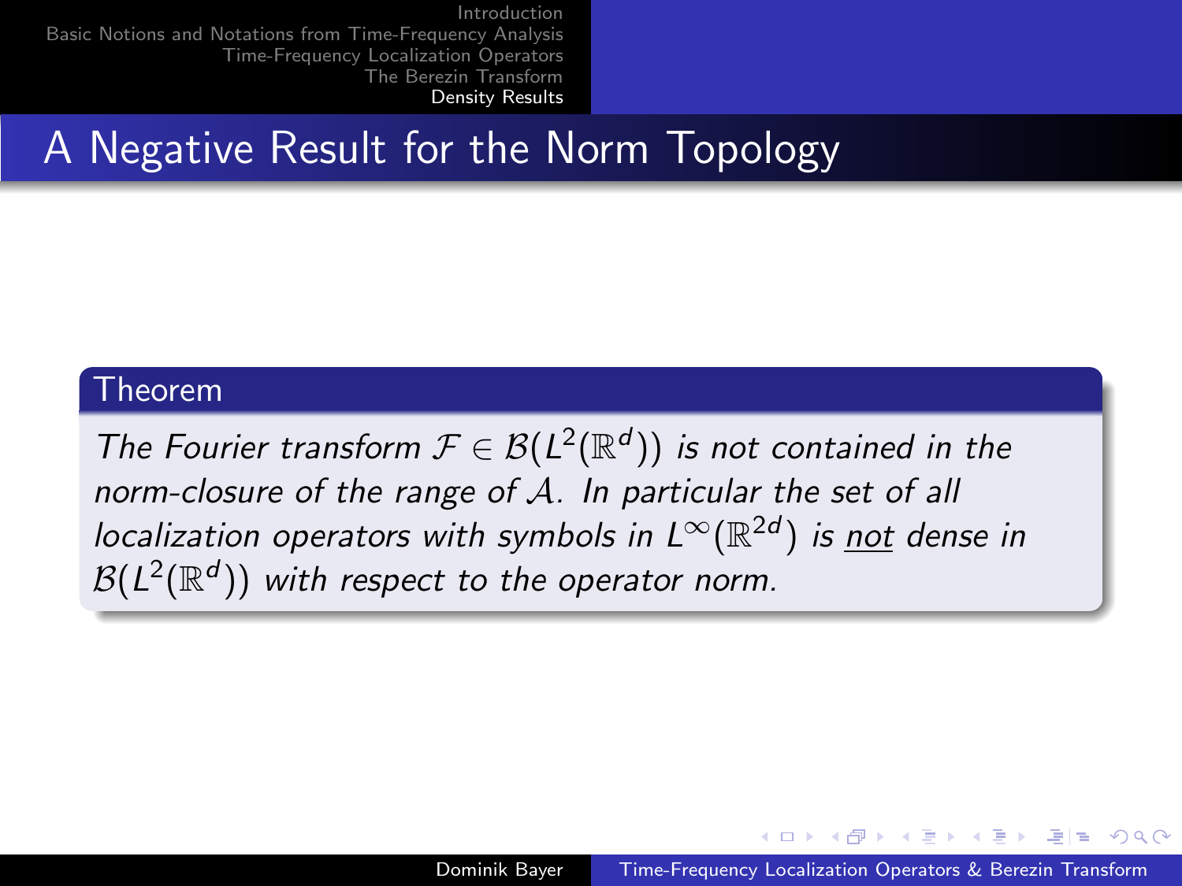# A Negative Result for the Norm Topology

**Theorem**

*The Fourier transform $\mathcal{F} \in \mathcal{B}(L^2(\mathbb{R}^d))$ is not contained in the norm-closure of the range of $\mathcal{A}$. In particular the set of all localization operators with symbols in $L^\infty(\mathbb{R}^{2d})$ is not dense in $\mathcal{B}(L^2(\mathbb{R}^d))$ with respect to the operator norm.*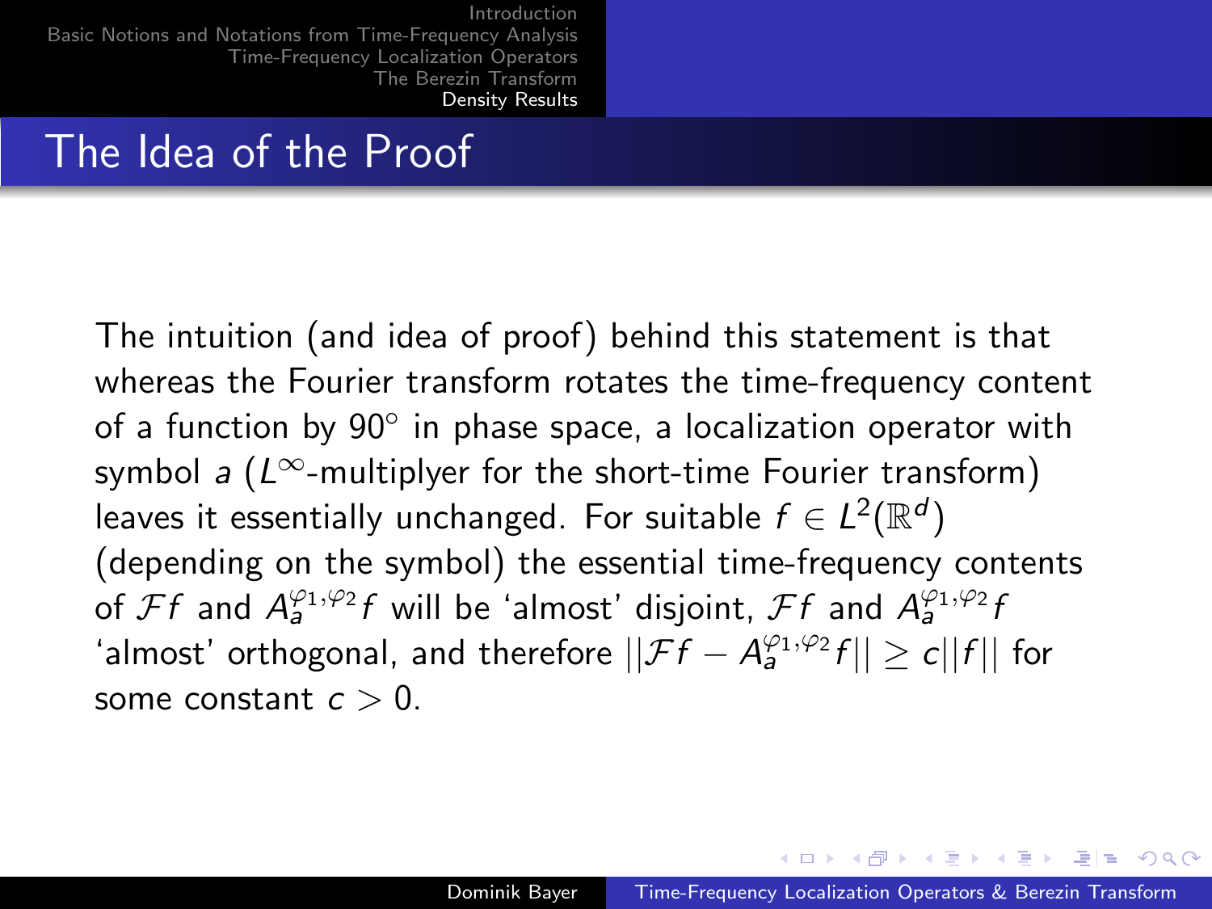## The Idea of the Proof

The intuition (and idea of proof) behind this statement is that whereas the Fourier transform rotates the time-frequency content of a function by $90^\circ$ in phase space, a localization operator with symbol $a$ ($L^\infty$-multiplyer for the short-time Fourier transform) leaves it essentially unchanged. For suitable $f \in L^2(\mathbb{R}^d)$ (depending on the symbol) the essential time-frequency contents of $\mathcal{F}f$ and $A_a^{\varphi_1,\varphi_2}f$ will be 'almost' disjoint, $\mathcal{F}f$ and $A_a^{\varphi_1,\varphi_2}f$ 'almost' orthogonal, and therefore $||\mathcal{F}f - A_a^{\varphi_1,\varphi_2}f|| \geq c||f||$ for some constant $c > 0$.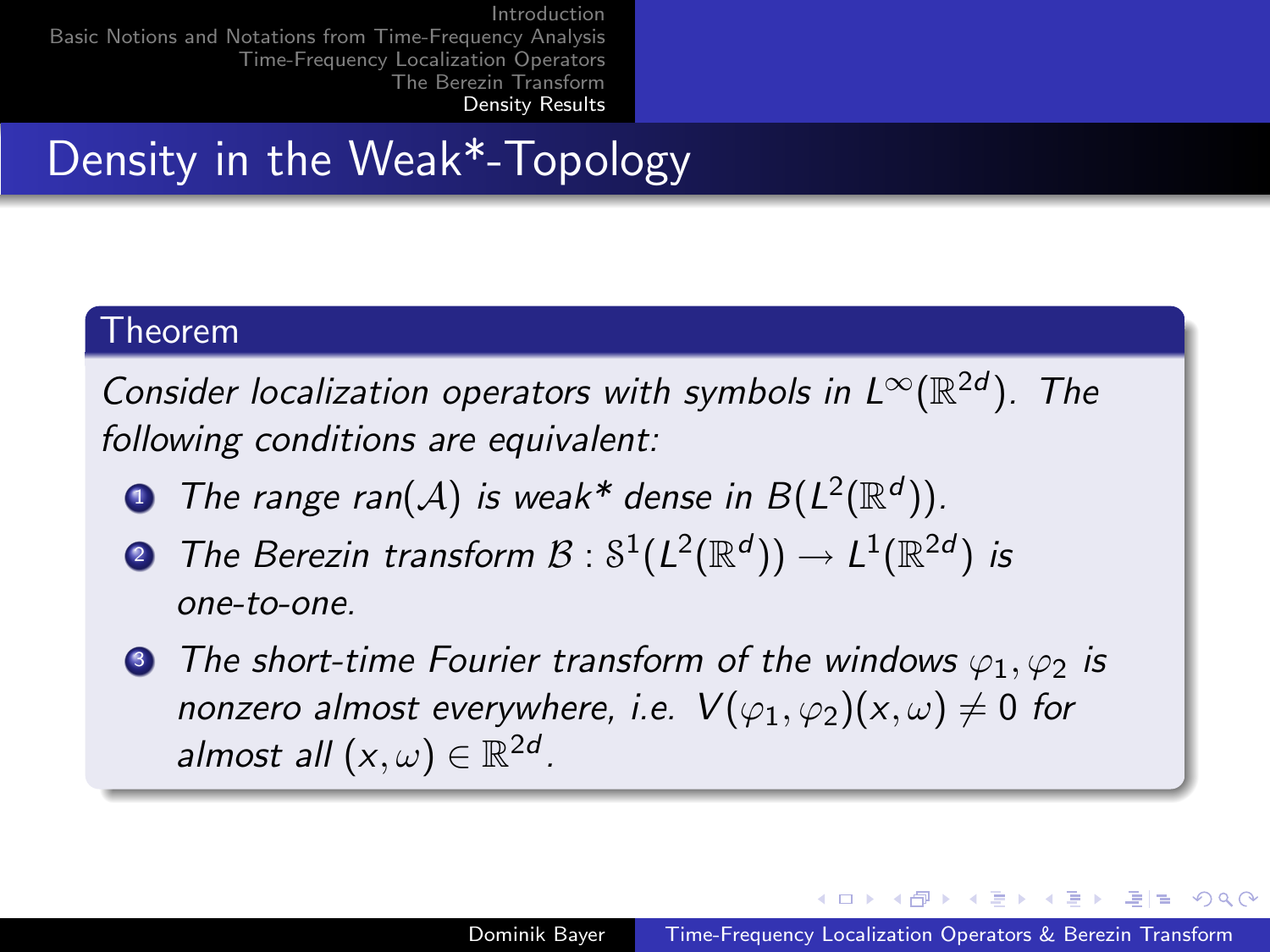# Density in the Weak*-Topology

**Theorem**

*Consider localization operators with symbols in $L^\infty(\mathbb{R}^{2d})$. The following conditions are equivalent:*

1. *The range $\mathrm{ran}(\mathcal{A})$ is weak* dense in $B(L^2(\mathbb{R}^d))$.*
2. *The Berezin transform $\mathcal{B} : \mathcal{S}^1(L^2(\mathbb{R}^d)) \to L^1(\mathbb{R}^{2d})$ is one-to-one.*
3. *The short-time Fourier transform of the windows $\varphi_1, \varphi_2$ is nonzero almost everywhere, i.e. $V(\varphi_1, \varphi_2)(x, \omega) \neq 0$ for almost all $(x, \omega) \in \mathbb{R}^{2d}$.*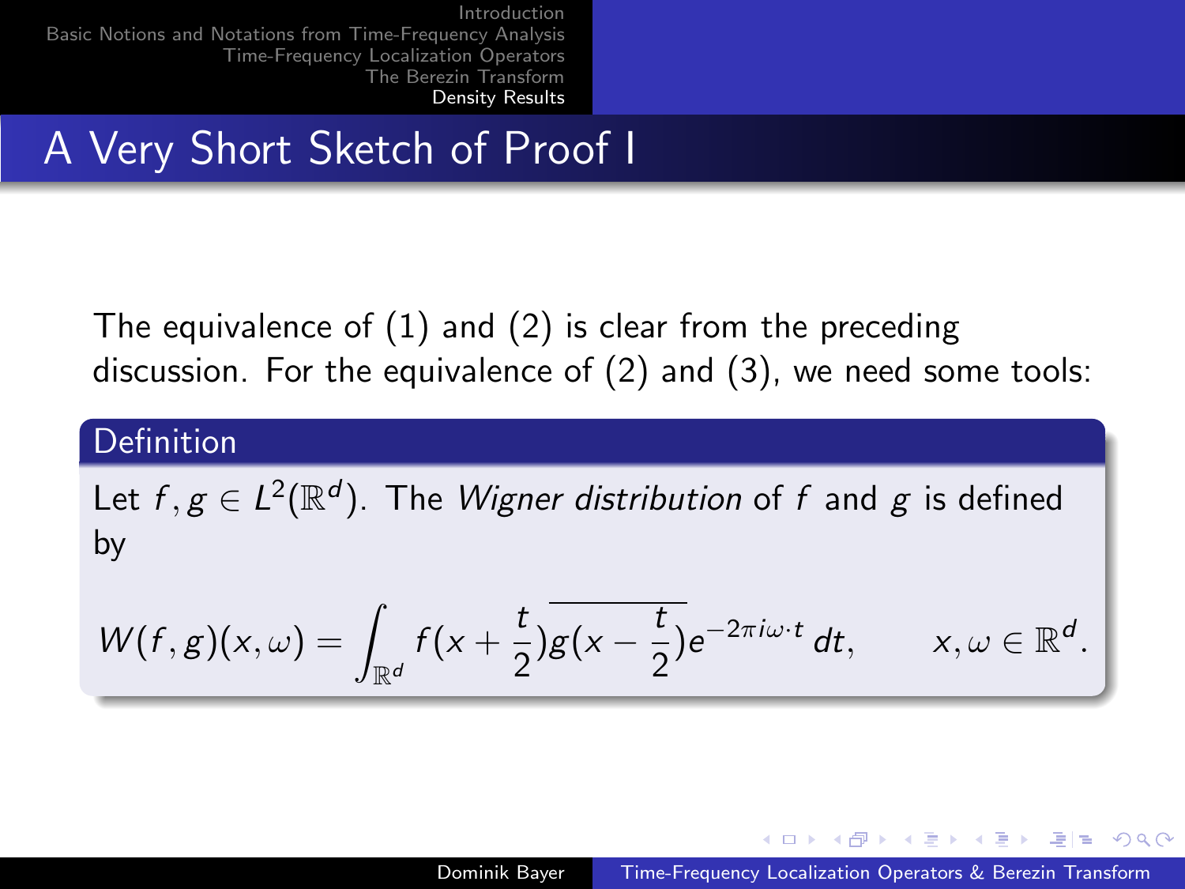# A Very Short Sketch of Proof I

The equivalence of (1) and (2) is clear from the preceding discussion. For the equivalence of (2) and (3), we need some tools:

**Definition**

Let $f, g \in L^2(\mathbb{R}^d)$. The *Wigner distribution* of $f$ and $g$ is defined by

$$W(f,g)(x,\omega) = \int_{\mathbb{R}^d} f(x + \frac{t}{2})\overline{g(x - \frac{t}{2})} e^{-2\pi i \omega \cdot t}\, dt, \qquad x, \omega \in \mathbb{R}^d.$$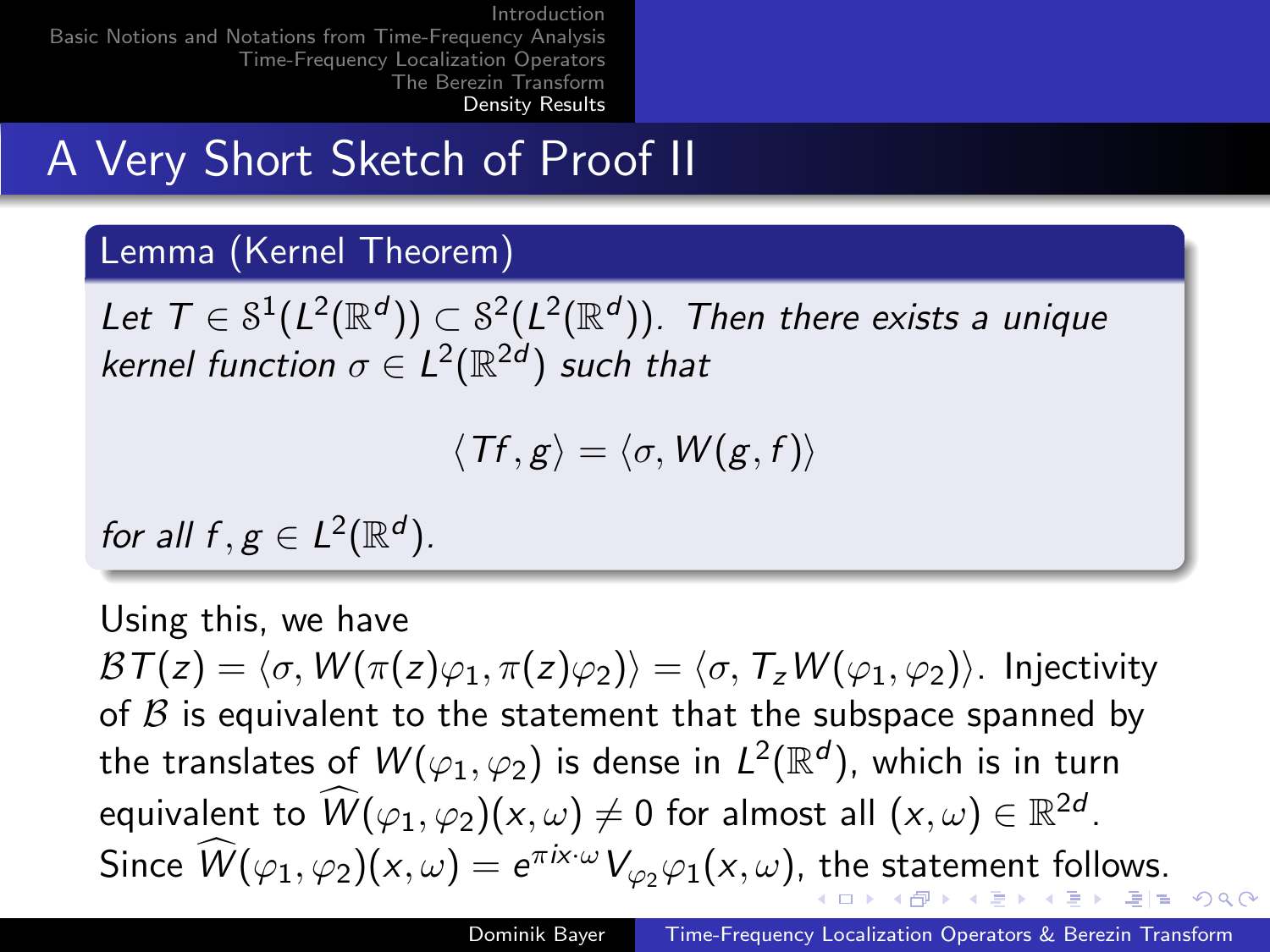# A Very Short Sketch of Proof II

**Lemma (Kernel Theorem)**

*Let $T \in \mathcal{S}^1(L^2(\mathbb{R}^d)) \subset \mathcal{S}^2(L^2(\mathbb{R}^d))$. Then there exists a unique kernel function $\sigma \in L^2(\mathbb{R}^{2d})$ such that*

$$\langle Tf, g \rangle = \langle \sigma, W(g, f) \rangle$$

*for all $f, g \in L^2(\mathbb{R}^d)$.*

Using this, we have $\mathcal{B}T(z) = \langle \sigma, W(\pi(z)\varphi_1, \pi(z)\varphi_2) \rangle = \langle \sigma, T_z W(\varphi_1, \varphi_2) \rangle$. Injectivity of $\mathcal{B}$ is equivalent to the statement that the subspace spanned by the translates of $W(\varphi_1, \varphi_2)$ is dense in $L^2(\mathbb{R}^d)$, which is in turn equivalent to $\widehat{W}(\varphi_1, \varphi_2)(x, \omega) \neq 0$ for almost all $(x, \omega) \in \mathbb{R}^{2d}$. Since $\widehat{W}(\varphi_1, \varphi_2)(x, \omega) = e^{\pi i x \cdot \omega} V_{\varphi_2}\varphi_1(x, \omega)$, the statement follows.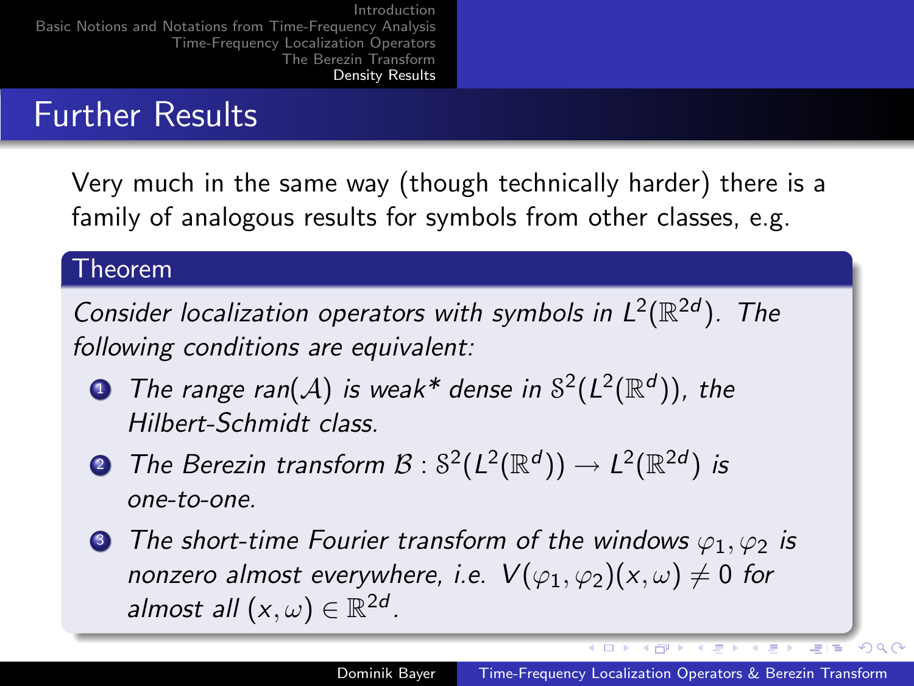## Further Results

Very much in the same way (though technically harder) there is a family of analogous results for symbols from other classes, e.g.

**Theorem**

*Consider localization operators with symbols in $L^2(\mathbb{R}^{2d})$. The following conditions are equivalent:*

1. *The range $ran(\mathcal{A})$ is weak\* dense in $\mathcal{S}^2(L^2(\mathbb{R}^d))$, the Hilbert-Schmidt class.*
2. *The Berezin transform $\mathcal{B} : \mathcal{S}^2(L^2(\mathbb{R}^d)) \longrightarrow L^2(\mathbb{R}^{2d})$ is one-to-one.*
3. *The short-time Fourier transform of the windows $\varphi_1, \varphi_2$ is nonzero almost everywhere, i.e. $V(\varphi_1, \varphi_2)(x, \omega) \neq 0$ for almost all $(x, \omega) \in \mathbb{R}^{2d}$.*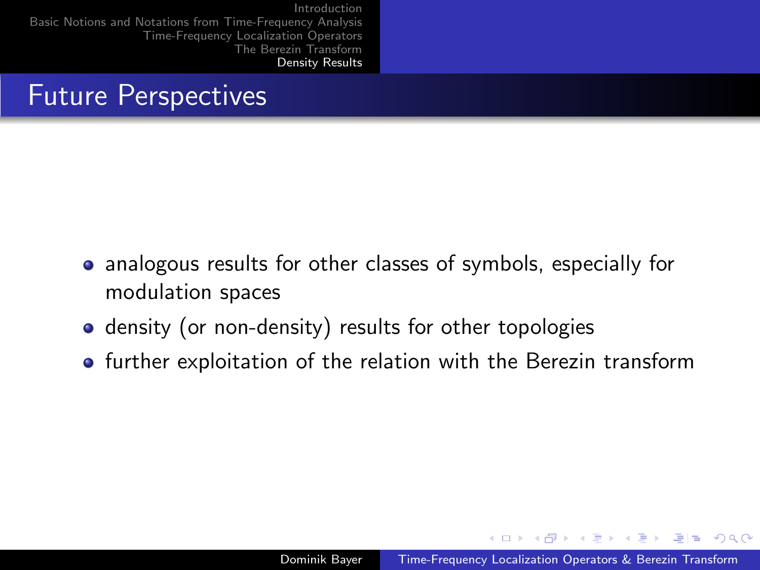## Future Perspectives

- analogous results for other classes of symbols, especially for modulation spaces
- density (or non-density) results for other topologies
- further exploitation of the relation with the Berezin transform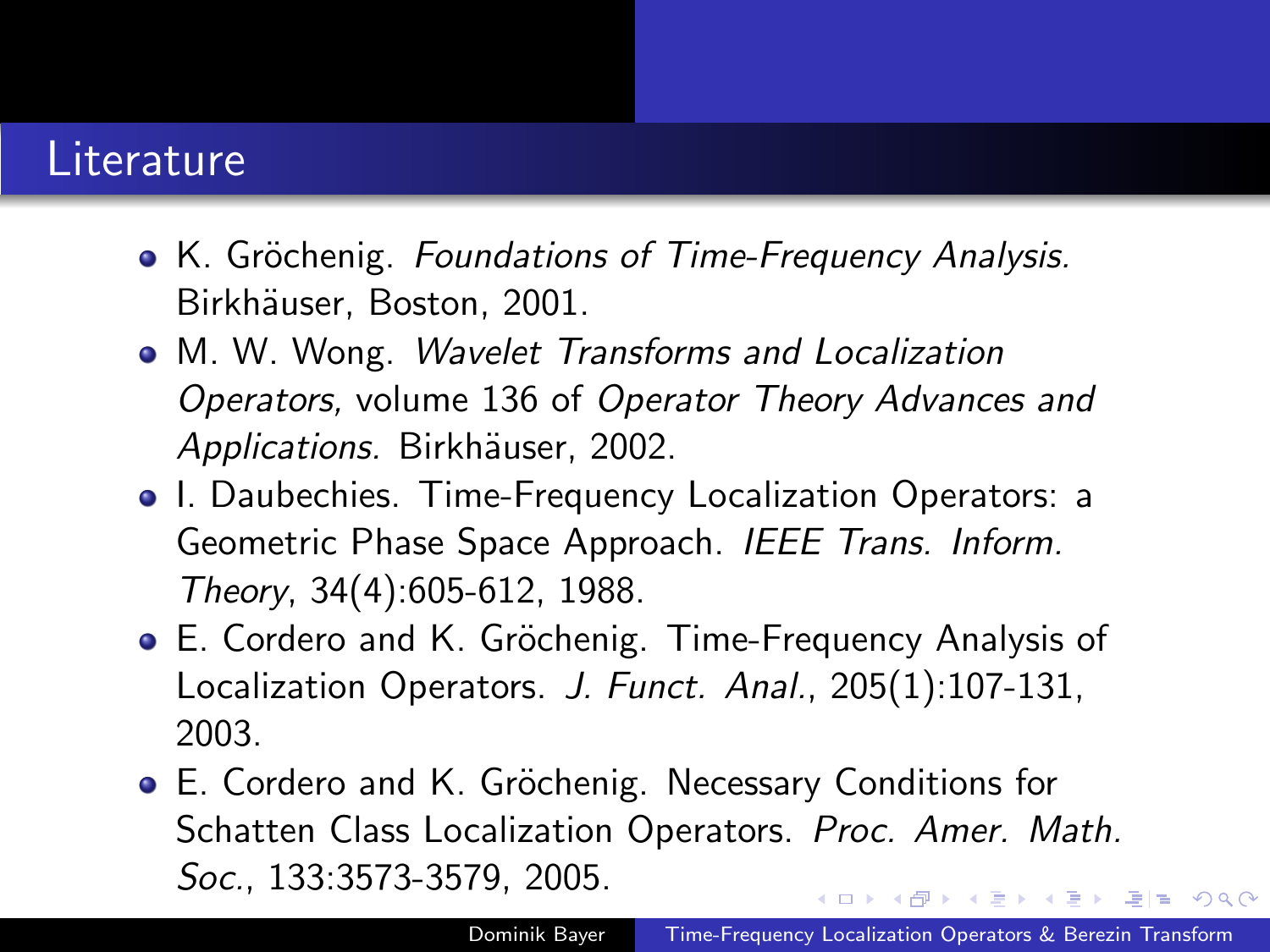## Literature

- K. Gröchenig. *Foundations of Time-Frequency Analysis.* Birkhäuser, Boston, 2001.
- M. W. Wong. *Wavelet Transforms and Localization Operators,* volume 136 of *Operator Theory Advances and Applications.* Birkhäuser, 2002.
- I. Daubechies. Time-Frequency Localization Operators: a Geometric Phase Space Approach. *IEEE Trans. Inform. Theory*, 34(4):605-612, 1988.
- E. Cordero and K. Gröchenig. Time-Frequency Analysis of Localization Operators. *J. Funct. Anal.*, 205(1):107-131, 2003.
- E. Cordero and K. Gröchenig. Necessary Conditions for Schatten Class Localization Operators. *Proc. Amer. Math. Soc.*, 133:3573-3579, 2005.